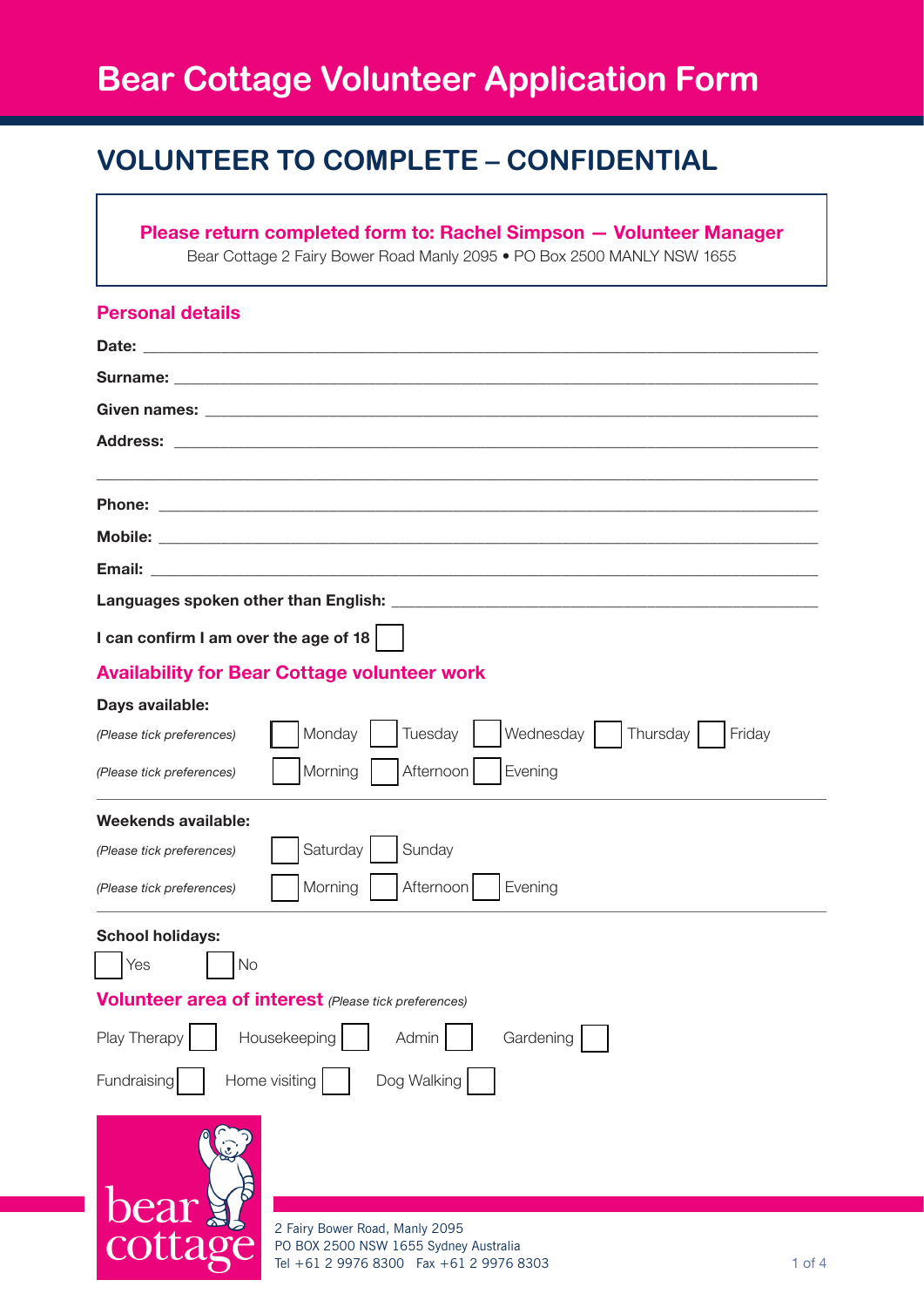# Bear Cottage Volunteer Application Form

## VOLUNTEER TO COMPLETE – CONFIDENTIAL

**Please return completed form to: Rachel Simpson — Volunteer Manager**
Bear Cottage 2 Fairy Bower Road Manly 2095 • PO Box 2500 MANLY NSW 1655

### Personal details

**Date:** ______________________________

**Surname:** ______________________________

**Given names:** ______________________________

**Address:** ______________________________

______________________________

**Phone:** ______________________________

**Mobile:** ______________________________

**Email:** ______________________________

**Languages spoken other than English:** ______________________________

**I can confirm I am over the age of 18** ☐

### Availability for Bear Cottage volunteer work

**Days available:**

*(Please tick preferences)* ☐ Monday ☐ Tuesday ☐ Wednesday ☐ Thursday ☐ Friday

*(Please tick preferences)* ☐ Morning ☐ Afternoon ☐ Evening

**Weekends available:**

*(Please tick preferences)* ☐ Saturday ☐ Sunday

*(Please tick preferences)* ☐ Morning ☐ Afternoon ☐ Evening

**School holidays:**

☐ Yes ☐ No

### Volunteer area of interest *(Please tick preferences)*

Play Therapy ☐ Housekeeping ☐ Admin ☐ Gardening ☐

Fundraising ☐ Home visiting ☐ Dog Walking ☐

bear cottage

2 Fairy Bower Road, Manly 2095
PO BOX 2500 NSW 1655 Sydney Australia
Tel +61 2 9976 8300 Fax +61 2 9976 8303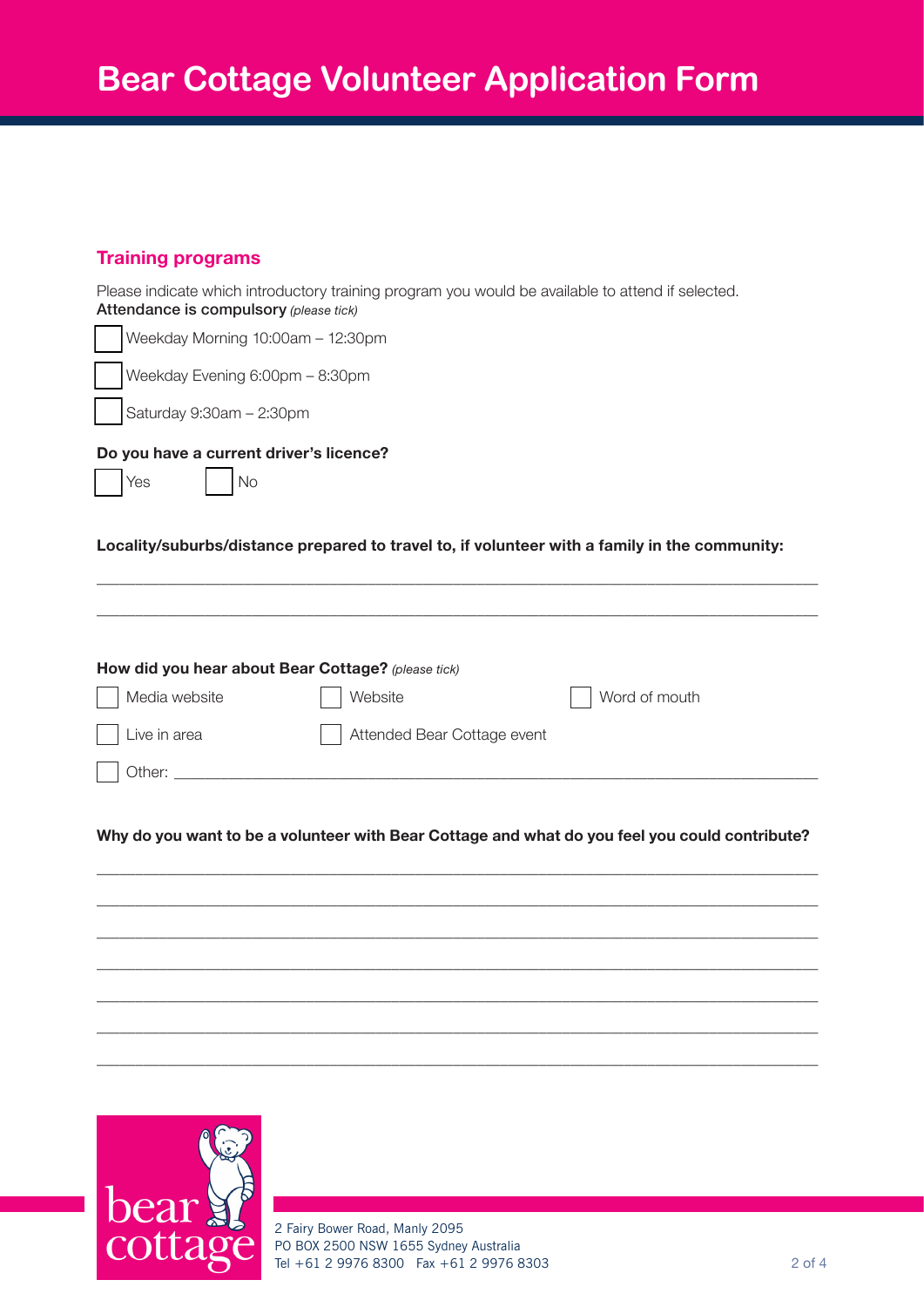# Bear Cottage Volunteer Application Form

## Training programs

Please indicate which introductory training program you would be available to attend if selected.
**Attendance is compulsory** *(please tick)*

- [ ] Weekday Morning 10:00am – 12:30pm
- [ ] Weekday Evening 6:00pm – 8:30pm
- [ ] Saturday 9:30am – 2:30pm

**Do you have a current driver's licence?**

- [ ] Yes
- [ ] No

**Locality/suburbs/distance prepared to travel to, if volunteer with a family in the community:**

\_\_\_\_\_\_\_\_\_\_\_\_\_\_\_\_\_\_\_\_\_\_\_\_\_\_\_\_\_\_\_\_\_\_\_\_\_\_\_\_\_\_\_\_\_\_\_\_\_\_\_\_\_\_\_\_\_\_\_\_

\_\_\_\_\_\_\_\_\_\_\_\_\_\_\_\_\_\_\_\_\_\_\_\_\_\_\_\_\_\_\_\_\_\_\_\_\_\_\_\_\_\_\_\_\_\_\_\_\_\_\_\_\_\_\_\_\_\_\_\_

**How did you hear about Bear Cottage?** *(please tick)*

- [ ] Media website
- [ ] Website
- [ ] Word of mouth
- [ ] Live in area
- [ ] Attended Bear Cottage event
- [ ] Other: \_\_\_\_\_\_\_\_\_\_\_\_\_\_\_\_\_\_\_\_\_\_\_\_\_\_\_\_\_\_\_\_\_\_\_\_\_\_\_\_\_\_\_\_\_\_\_\_

**Why do you want to be a volunteer with Bear Cottage and what do you feel you could contribute?**

\_\_\_\_\_\_\_\_\_\_\_\_\_\_\_\_\_\_\_\_\_\_\_\_\_\_\_\_\_\_\_\_\_\_\_\_\_\_\_\_\_\_\_\_\_\_\_\_\_\_\_\_\_\_\_\_\_\_\_\_

\_\_\_\_\_\_\_\_\_\_\_\_\_\_\_\_\_\_\_\_\_\_\_\_\_\_\_\_\_\_\_\_\_\_\_\_\_\_\_\_\_\_\_\_\_\_\_\_\_\_\_\_\_\_\_\_\_\_\_\_

\_\_\_\_\_\_\_\_\_\_\_\_\_\_\_\_\_\_\_\_\_\_\_\_\_\_\_\_\_\_\_\_\_\_\_\_\_\_\_\_\_\_\_\_\_\_\_\_\_\_\_\_\_\_\_\_\_\_\_\_

\_\_\_\_\_\_\_\_\_\_\_\_\_\_\_\_\_\_\_\_\_\_\_\_\_\_\_\_\_\_\_\_\_\_\_\_\_\_\_\_\_\_\_\_\_\_\_\_\_\_\_\_\_\_\_\_\_\_\_\_

\_\_\_\_\_\_\_\_\_\_\_\_\_\_\_\_\_\_\_\_\_\_\_\_\_\_\_\_\_\_\_\_\_\_\_\_\_\_\_\_\_\_\_\_\_\_\_\_\_\_\_\_\_\_\_\_\_\_\_\_

\_\_\_\_\_\_\_\_\_\_\_\_\_\_\_\_\_\_\_\_\_\_\_\_\_\_\_\_\_\_\_\_\_\_\_\_\_\_\_\_\_\_\_\_\_\_\_\_\_\_\_\_\_\_\_\_\_\_\_\_

\_\_\_\_\_\_\_\_\_\_\_\_\_\_\_\_\_\_\_\_\_\_\_\_\_\_\_\_\_\_\_\_\_\_\_\_\_\_\_\_\_\_\_\_\_\_\_\_\_\_\_\_\_\_\_\_\_\_\_\_

bear cottage

2 Fairy Bower Road, Manly 2095
PO BOX 2500 NSW 1655 Sydney Australia
Tel +61 2 9976 8300 Fax +61 2 9976 8303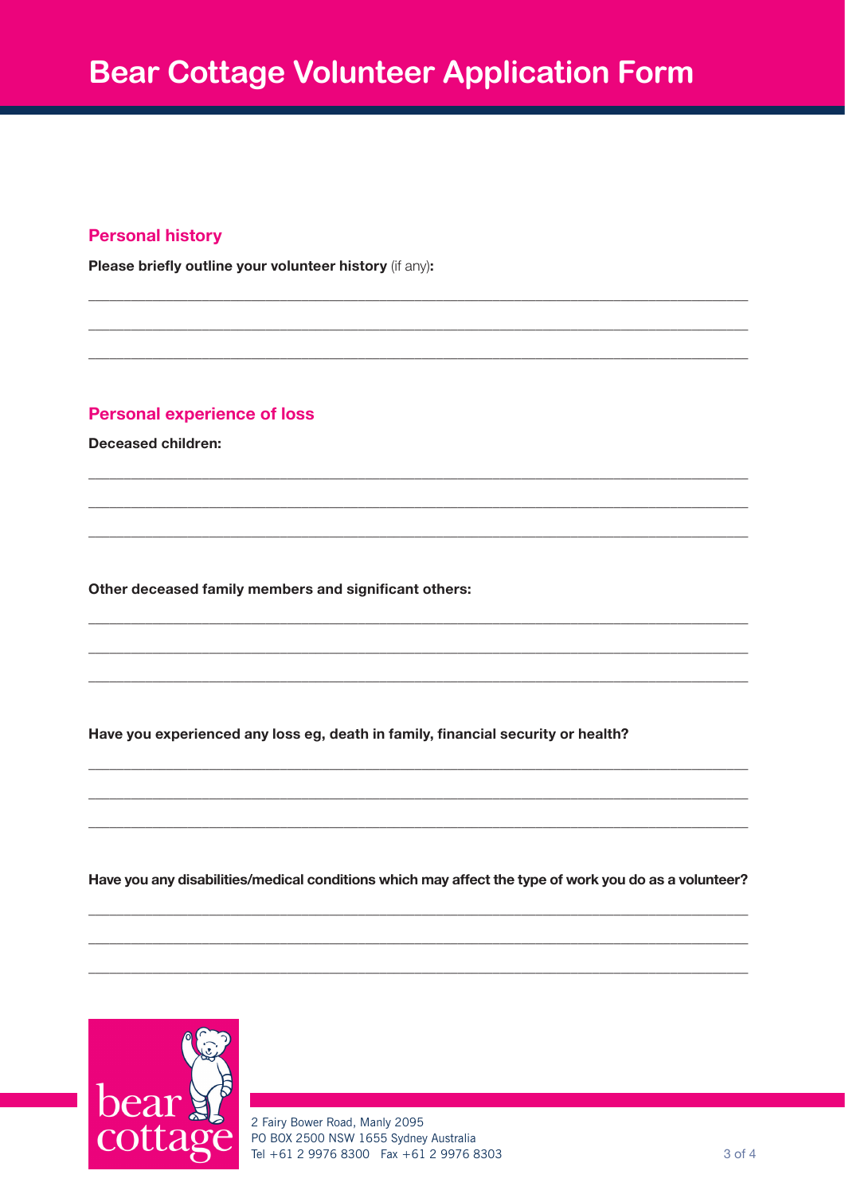# Bear Cottage Volunteer Application Form

## Personal history

**Please briefly outline your volunteer history** (if any)**:**

\_\_\_\_\_\_\_\_\_\_\_\_\_\_\_\_\_\_\_\_\_\_\_\_\_\_\_\_\_\_\_\_\_\_\_\_\_\_\_\_\_\_\_\_\_\_\_\_\_\_\_\_\_\_\_\_\_\_\_\_\_\_\_\_\_\_\_\_\_\_\_\_

\_\_\_\_\_\_\_\_\_\_\_\_\_\_\_\_\_\_\_\_\_\_\_\_\_\_\_\_\_\_\_\_\_\_\_\_\_\_\_\_\_\_\_\_\_\_\_\_\_\_\_\_\_\_\_\_\_\_\_\_\_\_\_\_\_\_\_\_\_\_\_\_

\_\_\_\_\_\_\_\_\_\_\_\_\_\_\_\_\_\_\_\_\_\_\_\_\_\_\_\_\_\_\_\_\_\_\_\_\_\_\_\_\_\_\_\_\_\_\_\_\_\_\_\_\_\_\_\_\_\_\_\_\_\_\_\_\_\_\_\_\_\_\_\_

## Personal experience of loss

**Deceased children:**

\_\_\_\_\_\_\_\_\_\_\_\_\_\_\_\_\_\_\_\_\_\_\_\_\_\_\_\_\_\_\_\_\_\_\_\_\_\_\_\_\_\_\_\_\_\_\_\_\_\_\_\_\_\_\_\_\_\_\_\_\_\_\_\_\_\_\_\_\_\_\_\_

\_\_\_\_\_\_\_\_\_\_\_\_\_\_\_\_\_\_\_\_\_\_\_\_\_\_\_\_\_\_\_\_\_\_\_\_\_\_\_\_\_\_\_\_\_\_\_\_\_\_\_\_\_\_\_\_\_\_\_\_\_\_\_\_\_\_\_\_\_\_\_\_

\_\_\_\_\_\_\_\_\_\_\_\_\_\_\_\_\_\_\_\_\_\_\_\_\_\_\_\_\_\_\_\_\_\_\_\_\_\_\_\_\_\_\_\_\_\_\_\_\_\_\_\_\_\_\_\_\_\_\_\_\_\_\_\_\_\_\_\_\_\_\_\_

**Other deceased family members and significant others:**

\_\_\_\_\_\_\_\_\_\_\_\_\_\_\_\_\_\_\_\_\_\_\_\_\_\_\_\_\_\_\_\_\_\_\_\_\_\_\_\_\_\_\_\_\_\_\_\_\_\_\_\_\_\_\_\_\_\_\_\_\_\_\_\_\_\_\_\_\_\_\_\_

\_\_\_\_\_\_\_\_\_\_\_\_\_\_\_\_\_\_\_\_\_\_\_\_\_\_\_\_\_\_\_\_\_\_\_\_\_\_\_\_\_\_\_\_\_\_\_\_\_\_\_\_\_\_\_\_\_\_\_\_\_\_\_\_\_\_\_\_\_\_\_\_

\_\_\_\_\_\_\_\_\_\_\_\_\_\_\_\_\_\_\_\_\_\_\_\_\_\_\_\_\_\_\_\_\_\_\_\_\_\_\_\_\_\_\_\_\_\_\_\_\_\_\_\_\_\_\_\_\_\_\_\_\_\_\_\_\_\_\_\_\_\_\_\_

**Have you experienced any loss eg, death in family, financial security or health?**

\_\_\_\_\_\_\_\_\_\_\_\_\_\_\_\_\_\_\_\_\_\_\_\_\_\_\_\_\_\_\_\_\_\_\_\_\_\_\_\_\_\_\_\_\_\_\_\_\_\_\_\_\_\_\_\_\_\_\_\_\_\_\_\_\_\_\_\_\_\_\_\_

\_\_\_\_\_\_\_\_\_\_\_\_\_\_\_\_\_\_\_\_\_\_\_\_\_\_\_\_\_\_\_\_\_\_\_\_\_\_\_\_\_\_\_\_\_\_\_\_\_\_\_\_\_\_\_\_\_\_\_\_\_\_\_\_\_\_\_\_\_\_\_\_

\_\_\_\_\_\_\_\_\_\_\_\_\_\_\_\_\_\_\_\_\_\_\_\_\_\_\_\_\_\_\_\_\_\_\_\_\_\_\_\_\_\_\_\_\_\_\_\_\_\_\_\_\_\_\_\_\_\_\_\_\_\_\_\_\_\_\_\_\_\_\_\_

**Have you any disabilities/medical conditions which may affect the type of work you do as a volunteer?**

\_\_\_\_\_\_\_\_\_\_\_\_\_\_\_\_\_\_\_\_\_\_\_\_\_\_\_\_\_\_\_\_\_\_\_\_\_\_\_\_\_\_\_\_\_\_\_\_\_\_\_\_\_\_\_\_\_\_\_\_\_\_\_\_\_\_\_\_\_\_\_\_

\_\_\_\_\_\_\_\_\_\_\_\_\_\_\_\_\_\_\_\_\_\_\_\_\_\_\_\_\_\_\_\_\_\_\_\_\_\_\_\_\_\_\_\_\_\_\_\_\_\_\_\_\_\_\_\_\_\_\_\_\_\_\_\_\_\_\_\_\_\_\_\_

\_\_\_\_\_\_\_\_\_\_\_\_\_\_\_\_\_\_\_\_\_\_\_\_\_\_\_\_\_\_\_\_\_\_\_\_\_\_\_\_\_\_\_\_\_\_\_\_\_\_\_\_\_\_\_\_\_\_\_\_\_\_\_\_\_\_\_\_\_\_\_\_

bear cottage

2 Fairy Bower Road, Manly 2095
PO BOX 2500 NSW 1655 Sydney Australia
Tel +61 2 9976 8300 Fax +61 2 9976 8303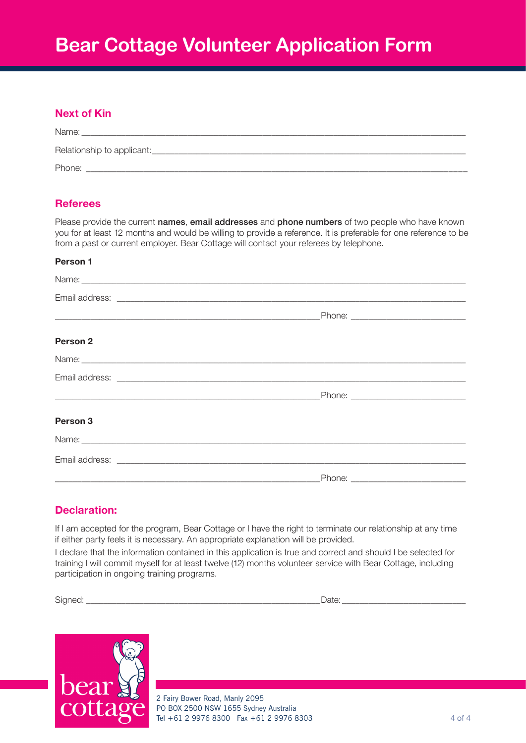# Bear Cottage Volunteer Application Form

## Next of Kin

Name: \_\_\_\_\_\_\_\_\_\_\_\_\_\_\_\_\_\_\_\_\_\_\_\_\_\_\_\_\_\_\_\_\_\_\_\_\_\_\_\_\_\_\_\_\_\_\_\_\_\_\_\_\_\_\_\_\_\_\_\_\_\_\_\_

Relationship to applicant: \_\_\_\_\_\_\_\_\_\_\_\_\_\_\_\_\_\_\_\_\_\_\_\_\_\_\_\_\_\_\_\_\_\_\_\_\_\_\_\_\_\_\_\_\_\_\_\_\_\_\_\_\_\_

Phone: \_\_\_\_\_\_\_\_\_\_\_\_\_\_\_\_\_\_\_\_\_\_\_\_\_\_\_\_\_\_\_\_\_\_\_\_\_\_\_\_\_\_\_\_\_\_\_\_\_\_\_\_\_\_\_\_\_\_\_\_\_\_\_\_

## Referees

Please provide the current **names**, **email addresses** and **phone numbers** of two people who have known you for at least 12 months and would be willing to provide a reference. It is preferable for one reference to be from a past or current employer. Bear Cottage will contact your referees by telephone.

**Person 1**

Name: \_\_\_\_\_\_\_\_\_\_\_\_\_\_\_\_\_\_\_\_\_\_\_\_\_\_\_\_\_\_\_\_\_\_\_\_\_\_\_\_\_\_\_\_\_\_\_\_\_\_\_\_\_\_\_\_\_\_\_\_\_\_\_\_

Email address: \_\_\_\_\_\_\_\_\_\_\_\_\_\_\_\_\_\_\_\_\_\_\_\_\_\_\_\_\_\_\_\_\_\_\_\_\_\_\_\_\_\_\_\_\_\_\_\_\_\_\_\_\_\_\_\_\_\_\_\_

\_\_\_\_\_\_\_\_\_\_\_\_\_\_\_\_\_\_\_\_\_\_\_\_\_\_\_\_\_\_\_\_\_\_\_\_\_\_\_\_\_\_ Phone: \_\_\_\_\_\_\_\_\_\_\_\_\_\_\_\_\_\_\_\_\_\_\_\_

**Person 2**

Name: \_\_\_\_\_\_\_\_\_\_\_\_\_\_\_\_\_\_\_\_\_\_\_\_\_\_\_\_\_\_\_\_\_\_\_\_\_\_\_\_\_\_\_\_\_\_\_\_\_\_\_\_\_\_\_\_\_\_\_\_\_\_\_\_

Email address: \_\_\_\_\_\_\_\_\_\_\_\_\_\_\_\_\_\_\_\_\_\_\_\_\_\_\_\_\_\_\_\_\_\_\_\_\_\_\_\_\_\_\_\_\_\_\_\_\_\_\_\_\_\_\_\_\_\_\_\_

\_\_\_\_\_\_\_\_\_\_\_\_\_\_\_\_\_\_\_\_\_\_\_\_\_\_\_\_\_\_\_\_\_\_\_\_\_\_\_\_\_\_ Phone: \_\_\_\_\_\_\_\_\_\_\_\_\_\_\_\_\_\_\_\_\_\_\_\_

**Person 3**

Name: \_\_\_\_\_\_\_\_\_\_\_\_\_\_\_\_\_\_\_\_\_\_\_\_\_\_\_\_\_\_\_\_\_\_\_\_\_\_\_\_\_\_\_\_\_\_\_\_\_\_\_\_\_\_\_\_\_\_\_\_\_\_\_\_

Email address: \_\_\_\_\_\_\_\_\_\_\_\_\_\_\_\_\_\_\_\_\_\_\_\_\_\_\_\_\_\_\_\_\_\_\_\_\_\_\_\_\_\_\_\_\_\_\_\_\_\_\_\_\_\_\_\_\_\_\_\_

\_\_\_\_\_\_\_\_\_\_\_\_\_\_\_\_\_\_\_\_\_\_\_\_\_\_\_\_\_\_\_\_\_\_\_\_\_\_\_\_\_\_ Phone: \_\_\_\_\_\_\_\_\_\_\_\_\_\_\_\_\_\_\_\_\_\_\_\_

## Declaration:

If I am accepted for the program, Bear Cottage or I have the right to terminate our relationship at any time if either party feels it is necessary. An appropriate explanation will be provided.

I declare that the information contained in this application is true and correct and should I be selected for training I will commit myself for at least twelve (12) months volunteer service with Bear Cottage, including participation in ongoing training programs.

Signed: \_\_\_\_\_\_\_\_\_\_\_\_\_\_\_\_\_\_\_\_\_\_\_\_\_\_\_\_\_\_\_\_\_\_\_\_\_\_\_\_\_\_ Date: \_\_\_\_\_\_\_\_\_\_\_\_\_\_\_\_\_\_\_\_\_\_\_\_

bear cottage

2 Fairy Bower Road, Manly 2095
PO BOX 2500 NSW 1655 Sydney Australia
Tel +61 2 9976 8300 Fax +61 2 9976 8303